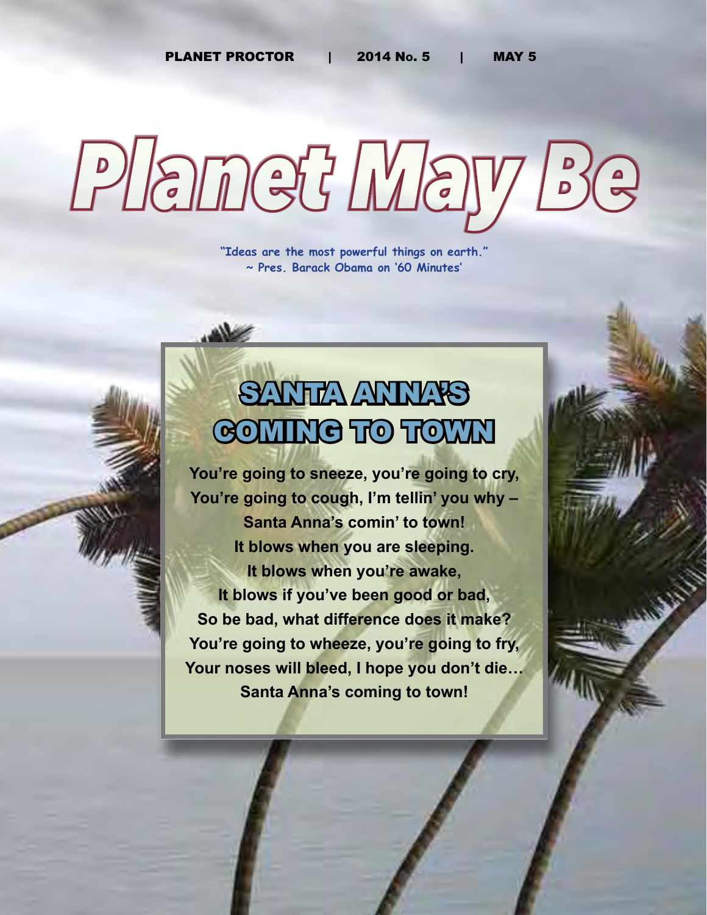PLANET PROCTOR | 2014 No. 5 | MAY 5

# Planet May Be

**"Ideas are the most powerful things on earth."**
**~ Pres. Barack Obama on '60 Minutes'**

## SANTA ANNA'S COMING TO TOWN

**You're going to sneeze, you're going to cry,**
**You're going to cough, I'm tellin' you why –**
**Santa Anna's comin' to town!**
**It blows when you are sleeping.**
**It blows when you're awake,**
**It blows if you've been good or bad,**
**So be bad, what difference does it make?**
**You're going to wheeze, you're going to fry,**
**Your noses will bleed, I hope you don't die…**
**Santa Anna's coming to town!**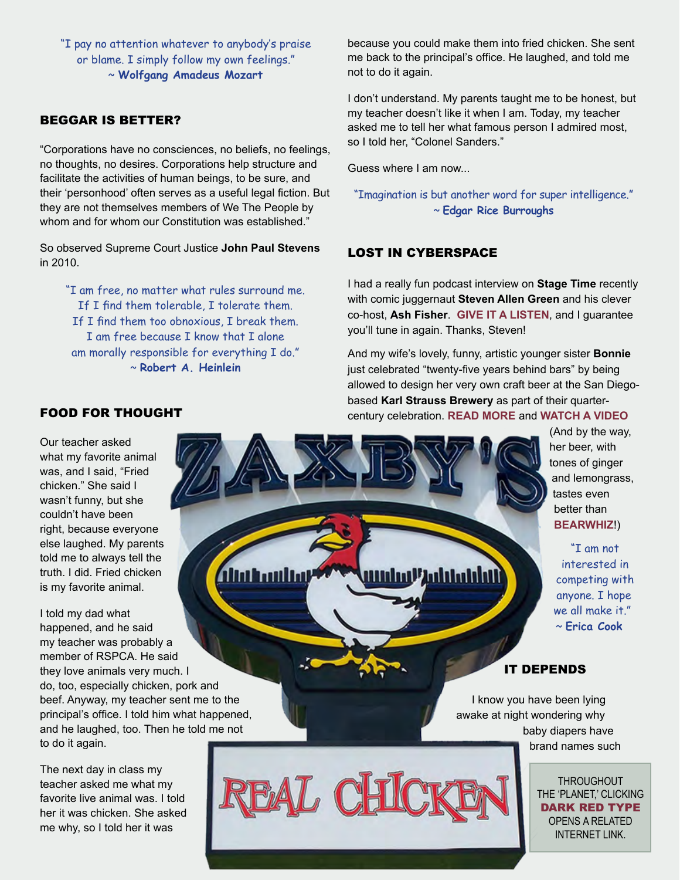"I pay no attention whatever to anybody's praise or blame. I simply follow my own feelings."
~ **Wolfgang Amadeus Mozart**

## BEGGAR IS BETTER?

"Corporations have no consciences, no beliefs, no feelings, no thoughts, no desires. Corporations help structure and facilitate the activities of human beings, to be sure, and their 'personhood' often serves as a useful legal fiction. But they are not themselves members of We The People by whom and for whom our Constitution was established."

So observed Supreme Court Justice **John Paul Stevens** in 2010.

"I am free, no matter what rules surround me. If I find them tolerable, I tolerate them. If I find them too obnoxious, I break them. I am free because I know that I alone am morally responsible for everything I do."
~ **Robert A. Heinlein**

## FOOD FOR THOUGHT

Our teacher asked what my favorite animal was, and I said, "Fried chicken." She said I wasn't funny, but she couldn't have been right, because everyone else laughed. My parents told me to always tell the truth. I did. Fried chicken is my favorite animal.

I told my dad what happened, and he said my teacher was probably a member of RSPCA. He said they love animals very much. I do, too, especially chicken, pork and beef. Anyway, my teacher sent me to the principal's office. I told him what happened, and he laughed, too. Then he told me not to do it again.

The next day in class my teacher asked me what my favorite live animal was. I told her it was chicken. She asked me why, so I told her it was because you could make them into fried chicken. She sent me back to the principal's office. He laughed, and told me not to do it again.

I don't understand. My parents taught me to be honest, but my teacher doesn't like it when I am. Today, my teacher asked me to tell her what famous person I admired most, so I told her, "Colonel Sanders."

Guess where I am now...

"Imagination is but another word for super intelligence."
~ **Edgar Rice Burroughs**

## LOST IN CYBERSPACE

I had a really fun podcast interview on **Stage Time** recently with comic juggernaut **Steven Allen Green** and his clever co-host, **Ash Fisher**. **GIVE IT A LISTEN**, and I guarantee you'll tune in again. Thanks, Steven!

And my wife's lovely, funny, artistic younger sister **Bonnie** just celebrated "twenty-five years behind bars" by being allowed to design her very own craft beer at the San Diego-based **Karl Strauss Brewery** as part of their quarter-century celebration. **READ MORE** and **WATCH A VIDEO**

(And by the way, her beer, with tons of ginger and lemongrass, tastes even better than **BEARWHIZ**!)

"I am not interested in competing with anyone. I hope we all make it."
~ **Erica Cook**

## IT DEPENDS

I know you have been lying awake at night wondering why baby diapers have brand names such

THROUGHOUT THE 'PLANET,' CLICKING **DARK RED TYPE** OPENS A RELATED INTERNET LINK.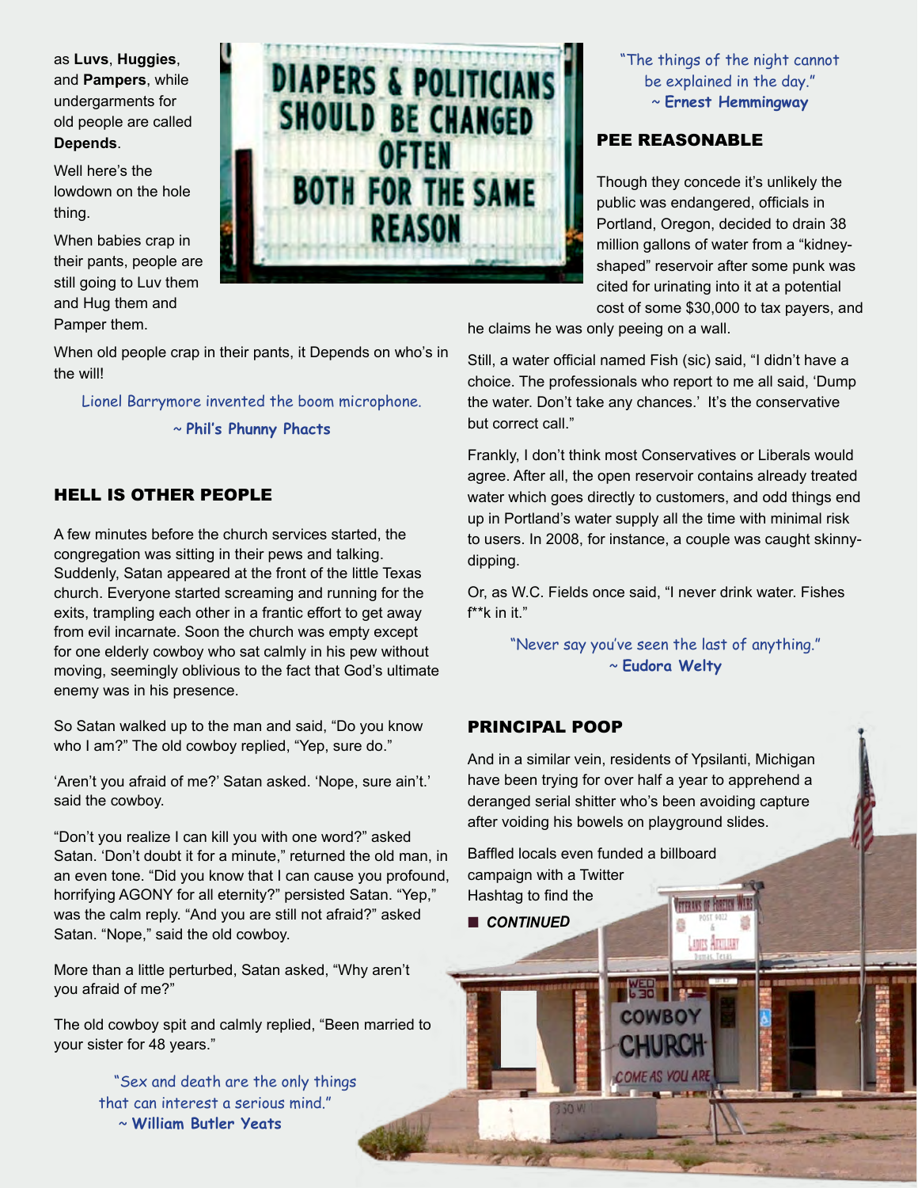as **Luvs**, **Huggies**, and **Pampers**, while undergarments for old people are called **Depends**.

Well here's the lowdown on the hole thing.

When babies crap in their pants, people are still going to Luv them and Hug them and Pamper them.

When old people crap in their pants, it Depends on who's in the will!

Lionel Barrymore invented the boom microphone.
~ **Phil's Phunny Phacts**

## HELL IS OTHER PEOPLE

A few minutes before the church services started, the congregation was sitting in their pews and talking. Suddenly, Satan appeared at the front of the little Texas church. Everyone started screaming and running for the exits, trampling each other in a frantic effort to get away from evil incarnate. Soon the church was empty except for one elderly cowboy who sat calmly in his pew without moving, seemingly oblivious to the fact that God's ultimate enemy was in his presence.

So Satan walked up to the man and said, "Do you know who I am?" The old cowboy replied, "Yep, sure do."

'Aren't you afraid of me?' Satan asked. 'Nope, sure ain't.' said the cowboy.

"Don't you realize I can kill you with one word?" asked Satan. 'Don't doubt it for a minute," returned the old man, in an even tone. "Did you know that I can cause you profound, horrifying AGONY for all eternity?" persisted Satan. "Yep," was the calm reply. "And you are still not afraid?" asked Satan. "Nope," said the old cowboy.

More than a little perturbed, Satan asked, "Why aren't you afraid of me?"

The old cowboy spit and calmly replied, "Been married to your sister for 48 years."

"Sex and death are the only things that can interest a serious mind."
~ **William Butler Yeats**

"The things of the night cannot be explained in the day."
~ **Ernest Hemmingway**

## PEE REASONABLE

Though they concede it's unlikely the public was endangered, officials in Portland, Oregon, decided to drain 38 million gallons of water from a "kidney-shaped" reservoir after some punk was cited for urinating into it at a potential cost of some $30,000 to tax payers, and he claims he was only peeing on a wall.

Still, a water official named Fish (sic) said, "I didn't have a choice. The professionals who report to me all said, 'Dump the water. Don't take any chances.' It's the conservative but correct call."

Frankly, I don't think most Conservatives or Liberals would agree. After all, the open reservoir contains already treated water which goes directly to customers, and odd things end up in Portland's water supply all the time with minimal risk to users. In 2008, for instance, a couple was caught skinny-dipping.

Or, as W.C. Fields once said, "I never drink water. Fishes f**k in it."

"Never say you've seen the last of anything."
~ **Eudora Welty**

## PRINCIPAL POOP

And in a similar vein, residents of Ypsilanti, Michigan have been trying for over half a year to apprehend a deranged serial shitter who's been avoiding capture after voiding his bowels on playground slides.

Baffled locals even funded a billboard campaign with a Twitter Hashtag to find the

■ ***CONTINUED***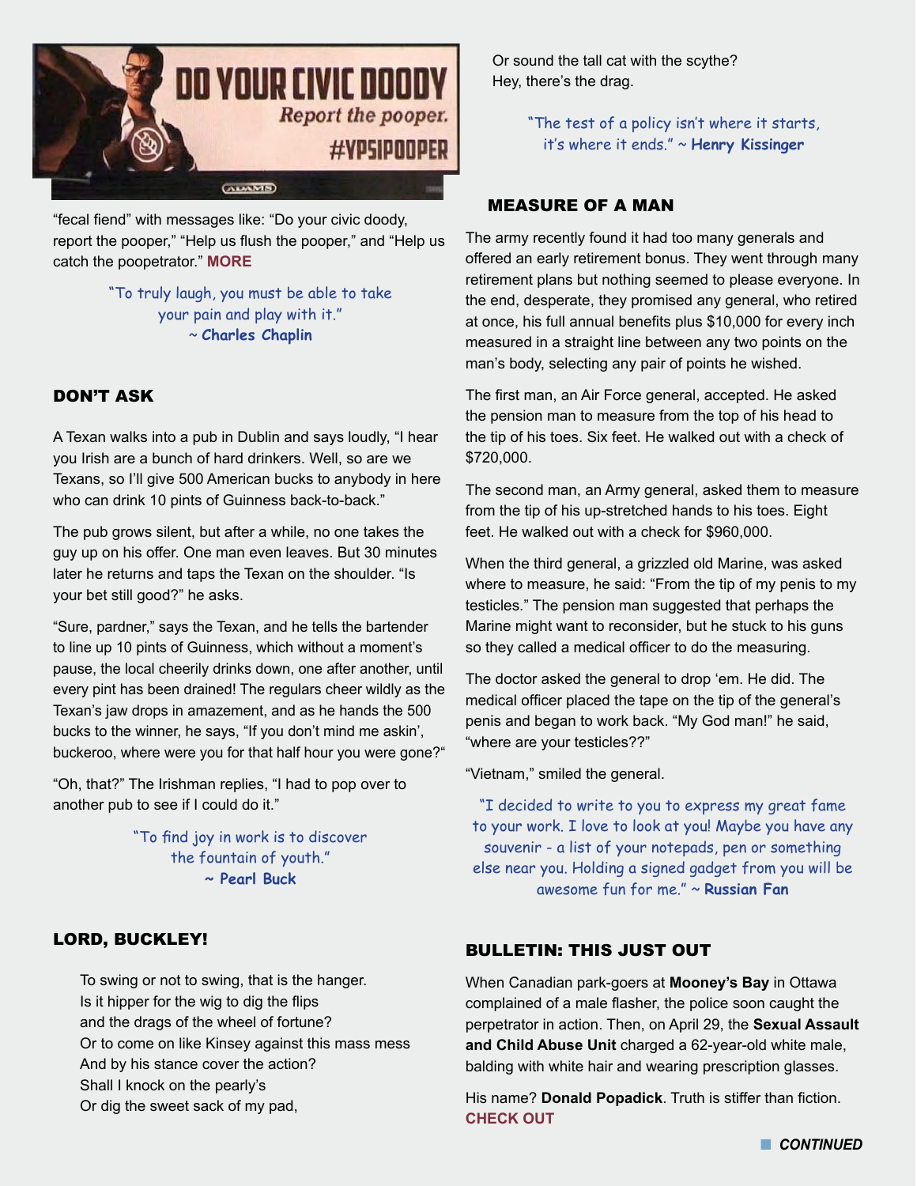"fecal fiend" with messages like: "Do your civic doody, report the pooper," "Help us flush the pooper," and "Help us catch the poopetrator." **MORE**

> "To truly laugh, you must be able to take your pain and play with it." ~ **Charles Chaplin**

## DON'T ASK

A Texan walks into a pub in Dublin and says loudly, "I hear you Irish are a bunch of hard drinkers. Well, so are we Texans, so I'll give 500 American bucks to anybody in here who can drink 10 pints of Guinness back-to-back."

The pub grows silent, but after a while, no one takes the guy up on his offer. One man even leaves. But 30 minutes later he returns and taps the Texan on the shoulder. "Is your bet still good?" he asks.

"Sure, pardner," says the Texan, and he tells the bartender to line up 10 pints of Guinness, which without a moment's pause, the local cheerily drinks down, one after another, until every pint has been drained! The regulars cheer wildly as the Texan's jaw drops in amazement, and as he hands the 500 bucks to the winner, he says, "If you don't mind me askin', buckeroo, where were you for that half hour you were gone?"

"Oh, that?" The Irishman replies, "I had to pop over to another pub to see if I could do it."

> "To find joy in work is to discover the fountain of youth." ~ **Pearl Buck**

## LORD, BUCKLEY!

To swing or not to swing, that is the hanger.
Is it hipper for the wig to dig the flips
and the drags of the wheel of fortune?
Or to come on like Kinsey against this mass mess
And by his stance cover the action?
Shall I knock on the pearly's
Or dig the sweet sack of my pad,
Or sound the tall cat with the scythe?
Hey, there's the drag.

> "The test of a policy isn't where it starts, it's where it ends." ~ **Henry Kissinger**

## MEASURE OF A MAN

The army recently found it had too many generals and offered an early retirement bonus. They went through many retirement plans but nothing seemed to please everyone. In the end, desperate, they promised any general, who retired at once, his full annual benefits plus $10,000 for every inch measured in a straight line between any two points on the man's body, selecting any pair of points he wished.

The first man, an Air Force general, accepted. He asked the pension man to measure from the top of his head to the tip of his toes. Six feet. He walked out with a check of $720,000.

The second man, an Army general, asked them to measure from the tip of his up-stretched hands to his toes. Eight feet. He walked out with a check for $960,000.

When the third general, a grizzled old Marine, was asked where to measure, he said: "From the tip of my penis to my testicles." The pension man suggested that perhaps the Marine might want to reconsider, but he stuck to his guns so they called a medical officer to do the measuring.

The doctor asked the general to drop 'em. He did. The medical officer placed the tape on the tip of the general's penis and began to work back. "My God man!" he said, "where are your testicles??"

"Vietnam," smiled the general.

> "I decided to write to you to express my great fame to your work. I love to look at you! Maybe you have any souvenir - a list of your notepads, pen or something else near you. Holding a signed gadget from you will be awesome fun for me." ~ **Russian Fan**

## BULLETIN: THIS JUST OUT

When Canadian park-goers at **Mooney's Bay** in Ottawa complained of a male flasher, the police soon caught the perpetrator in action. Then, on April 29, the **Sexual Assault and Child Abuse Unit** charged a 62-year-old white male, balding with white hair and wearing prescription glasses.

His name? **Donald Popadick**. Truth is stiffer than fiction. **CHECK OUT**

***CONTINUED***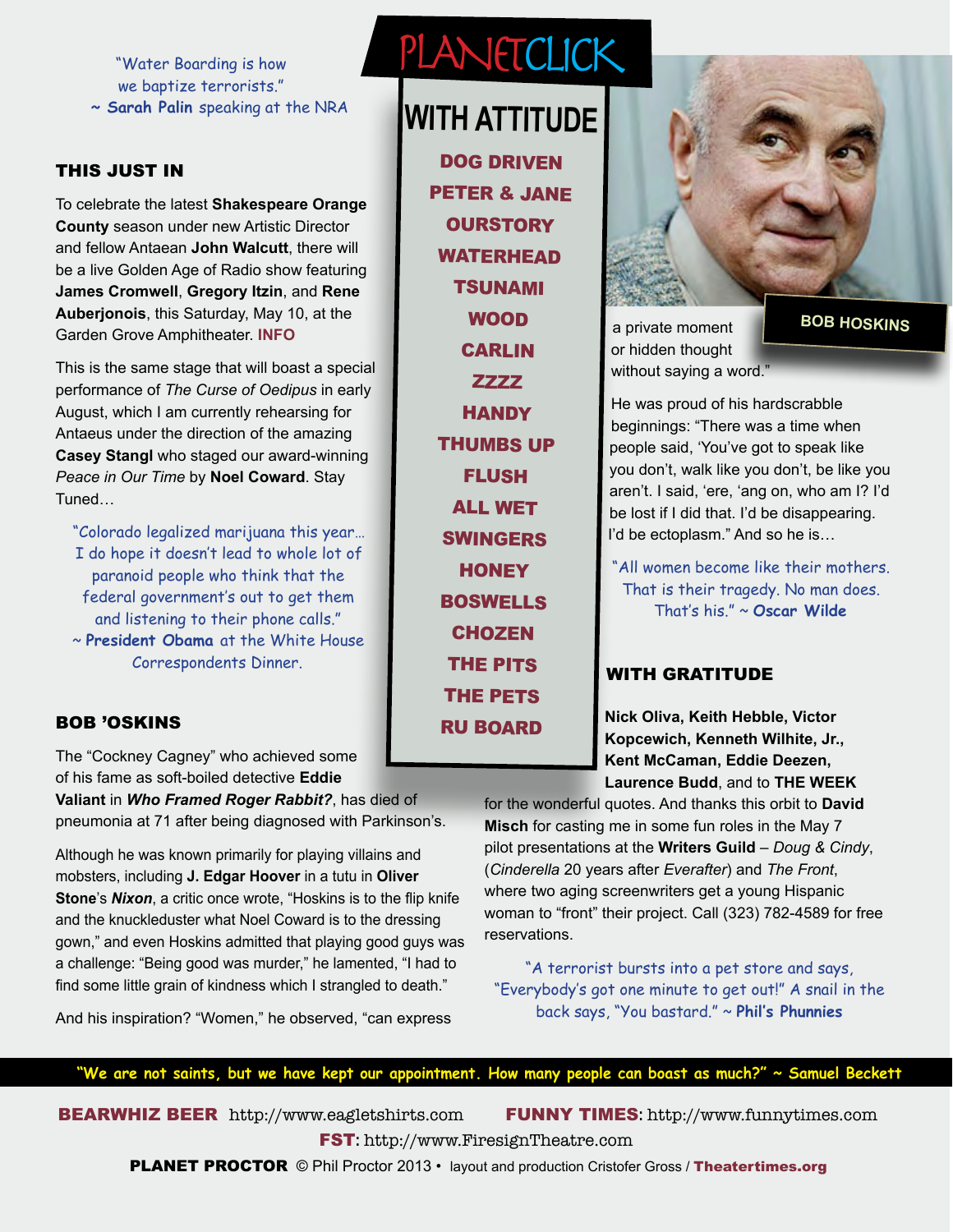"Water Boarding is how we baptize terrorists."
~ **Sarah Palin** speaking at the NRA

## THIS JUST IN

To celebrate the latest **Shakespeare Orange County** season under new Artistic Director and fellow Antaean **John Walcutt**, there will be a live Golden Age of Radio show featuring **James Cromwell**, **Gregory Itzin**, and **Rene Auberjonois**, this Saturday, May 10, at the Garden Grove Amphitheater. **INFO**

This is the same stage that will boast a special performance of *The Curse of Oedipus* in early August, which I am currently rehearsing for Antaeus under the direction of the amazing **Casey Stangl** who staged our award-winning *Peace in Our Time* by **Noel Coward**. Stay Tuned…

"Colorado legalized marijuana this year… I do hope it doesn't lead to whole lot of paranoid people who think that the federal government's out to get them and listening to their phone calls."
~ **President Obama** at the White House Correspondents Dinner.

## BOB 'OSKINS

The "Cockney Cagney" who achieved some of his fame as soft-boiled detective **Eddie Valiant** in ***Who Framed Roger Rabbit?***, has died of pneumonia at 71 after being diagnosed with Parkinson's.

Although he was known primarily for playing villains and mobsters, including **J. Edgar Hoover** in a tutu in **Oliver Stone**'s ***Nixon***, a critic once wrote, "Hoskins is to the flip knife and the knuckleduster what Noel Coward is to the dressing gown," and even Hoskins admitted that playing good guys was a challenge: "Being good was murder," he lamented, "I had to find some little grain of kindness which I strangled to death."

And his inspiration? "Women," he observed, "can express a private moment or hidden thought without saying a word."

**BOB HOSKINS**

He was proud of his hardscrabble beginnings: "There was a time when people said, 'You've got to speak like you don't, walk like you don't, be like you aren't. I said, 'ere, 'ang on, who am I? I'd be lost if I did that. I'd be disappearing. I'd be ectoplasm." And so he is…

"All women become like their mothers. That is their tragedy. No man does. That's his." ~ **Oscar Wilde**

## PLANETCLICK WITH ATTITUDE

- DOG DRIVEN
- PETER & JANE
- OURSTORY
- WATERHEAD
- TSUNAMI
- WOOD
- CARLIN
- ZZZZ
- HANDY
- THUMBS UP
- FLUSH
- ALL WET
- SWINGERS
- HONEY
- BOSWELLS
- CHOZEN
- THE PITS
- THE PETS
- RU BOARD

## WITH GRATITUDE

**Nick Oliva, Keith Hebble, Victor Kopcewich, Kenneth Wilhite, Jr., Kent McCaman, Eddie Deezen, Laurence Budd**, and to **THE WEEK** for the wonderful quotes. And thanks this orbit to **David Misch** for casting me in some fun roles in the May 7 pilot presentations at the **Writers Guild** – *Doug & Cindy*, (*Cinderella* 20 years after *Everafter*) and *The Front*, where two aging screenwriters get a young Hispanic woman to "front" their project. Call (323) 782-4589 for free reservations.

"A terrorist bursts into a pet store and says, "Everybody's got one minute to get out!" A snail in the back says, "You bastard." ~ **Phil's Phunnies**

"We are not saints, but we have kept our appointment. How many people can boast as much?" ~ Samuel Beckett

**BEARWHIZ BEER** http://www.eagletshirts.com **FUNNY TIMES**: http://www.funnytimes.com
**FST**: http://www.FiresignTheatre.com
**PLANET PROCTOR** © Phil Proctor 2013 • layout and production Cristofer Gross / **Theatertimes.org**